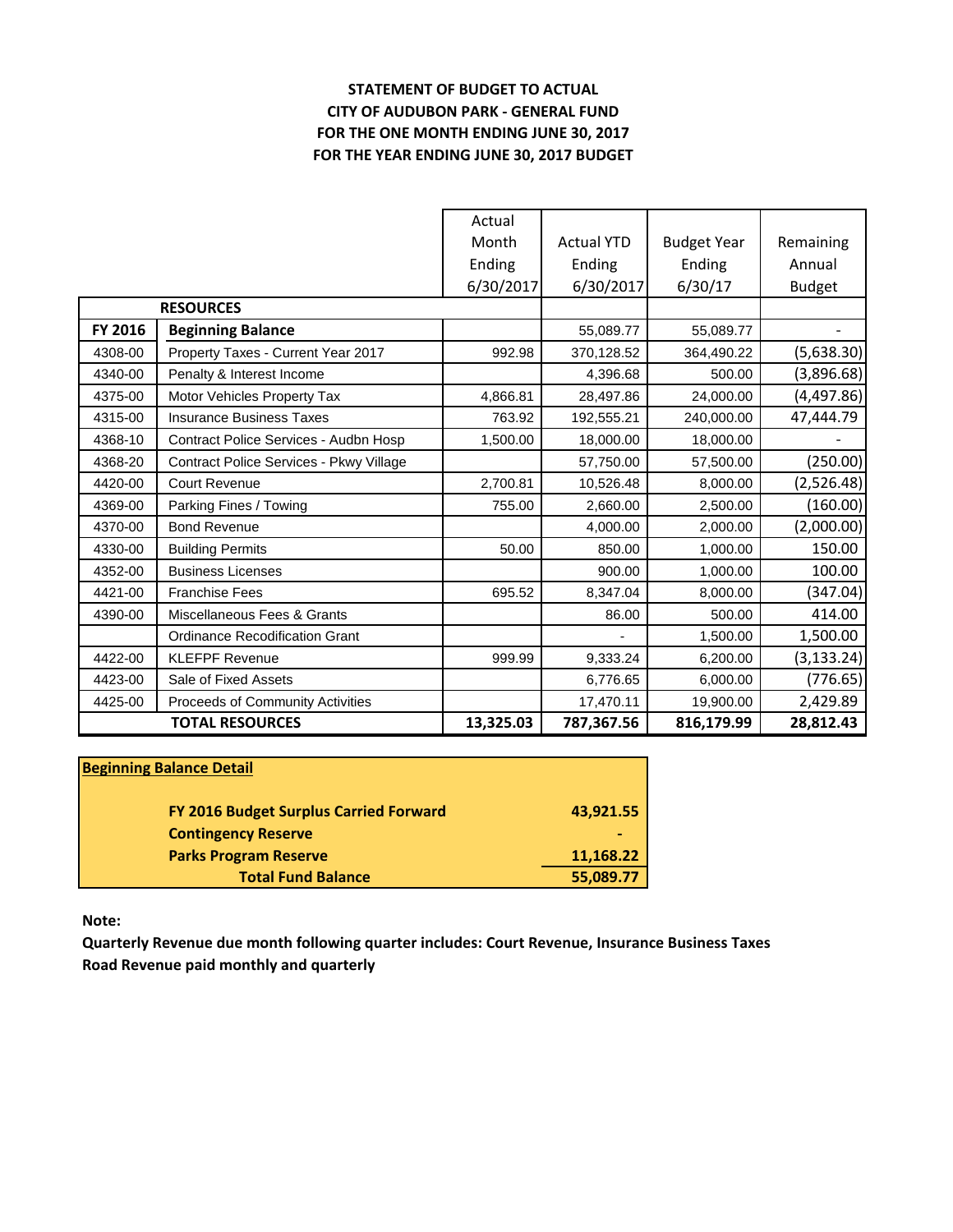**STATEMENT OF BUDGET TO ACTUAL**
**CITY OF AUDUBON PARK - GENERAL FUND**
**FOR THE ONE MONTH ENDING JUNE 30, 2017**
**FOR THE YEAR ENDING JUNE 30, 2017 BUDGET**

| | | Actual Month Ending 6/30/2017 | Actual YTD Ending 6/30/2017 | Budget Year Ending 6/30/17 | Remaining Annual Budget |
|---|---|---|---|---|---|
| | **RESOURCES** | | | | |
| **FY 2016** | **Beginning Balance** | | 55,089.77 | 55,089.77 | - |
| 4308-00 | Property Taxes - Current Year 2017 | 992.98 | 370,128.52 | 364,490.22 | (5,638.30) |
| 4340-00 | Penalty & Interest Income | | 4,396.68 | 500.00 | (3,896.68) |
| 4375-00 | Motor Vehicles Property Tax | 4,866.81 | 28,497.86 | 24,000.00 | (4,497.86) |
| 4315-00 | Insurance Business Taxes | 763.92 | 192,555.21 | 240,000.00 | 47,444.79 |
| 4368-10 | Contract Police Services - Audbn Hosp | 1,500.00 | 18,000.00 | 18,000.00 | - |
| 4368-20 | Contract Police Services - Pkwy Village | | 57,750.00 | 57,500.00 | (250.00) |
| 4420-00 | Court Revenue | 2,700.81 | 10,526.48 | 8,000.00 | (2,526.48) |
| 4369-00 | Parking Fines / Towing | 755.00 | 2,660.00 | 2,500.00 | (160.00) |
| 4370-00 | Bond Revenue | | 4,000.00 | 2,000.00 | (2,000.00) |
| 4330-00 | Building Permits | 50.00 | 850.00 | 1,000.00 | 150.00 |
| 4352-00 | Business Licenses | | 900.00 | 1,000.00 | 100.00 |
| 4421-00 | Franchise Fees | 695.52 | 8,347.04 | 8,000.00 | (347.04) |
| 4390-00 | Miscellaneous Fees & Grants | | 86.00 | 500.00 | 414.00 |
| | Ordinance Recodification Grant | | - | 1,500.00 | 1,500.00 |
| 4422-00 | KLEFPF Revenue | 999.99 | 9,333.24 | 6,200.00 | (3,133.24) |
| 4423-00 | Sale of Fixed Assets | | 6,776.65 | 6,000.00 | (776.65) |
| 4425-00 | Proceeds of Community Activities | | 17,470.11 | 19,900.00 | 2,429.89 |
| | **TOTAL RESOURCES** | **13,325.03** | **787,367.56** | **816,179.99** | **28,812.43** |

| **Beginning Balance Detail** | |
|---|---|
| **FY 2016 Budget Surplus Carried Forward** | **43,921.55** |
| **Contingency Reserve** | **-** |
| **Parks Program Reserve** | **11,168.22** |
| **Total Fund Balance** | **55,089.77** |

**Note:**

**Quarterly Revenue due month following quarter includes: Court Revenue, Insurance Business Taxes**

**Road Revenue paid monthly and quarterly**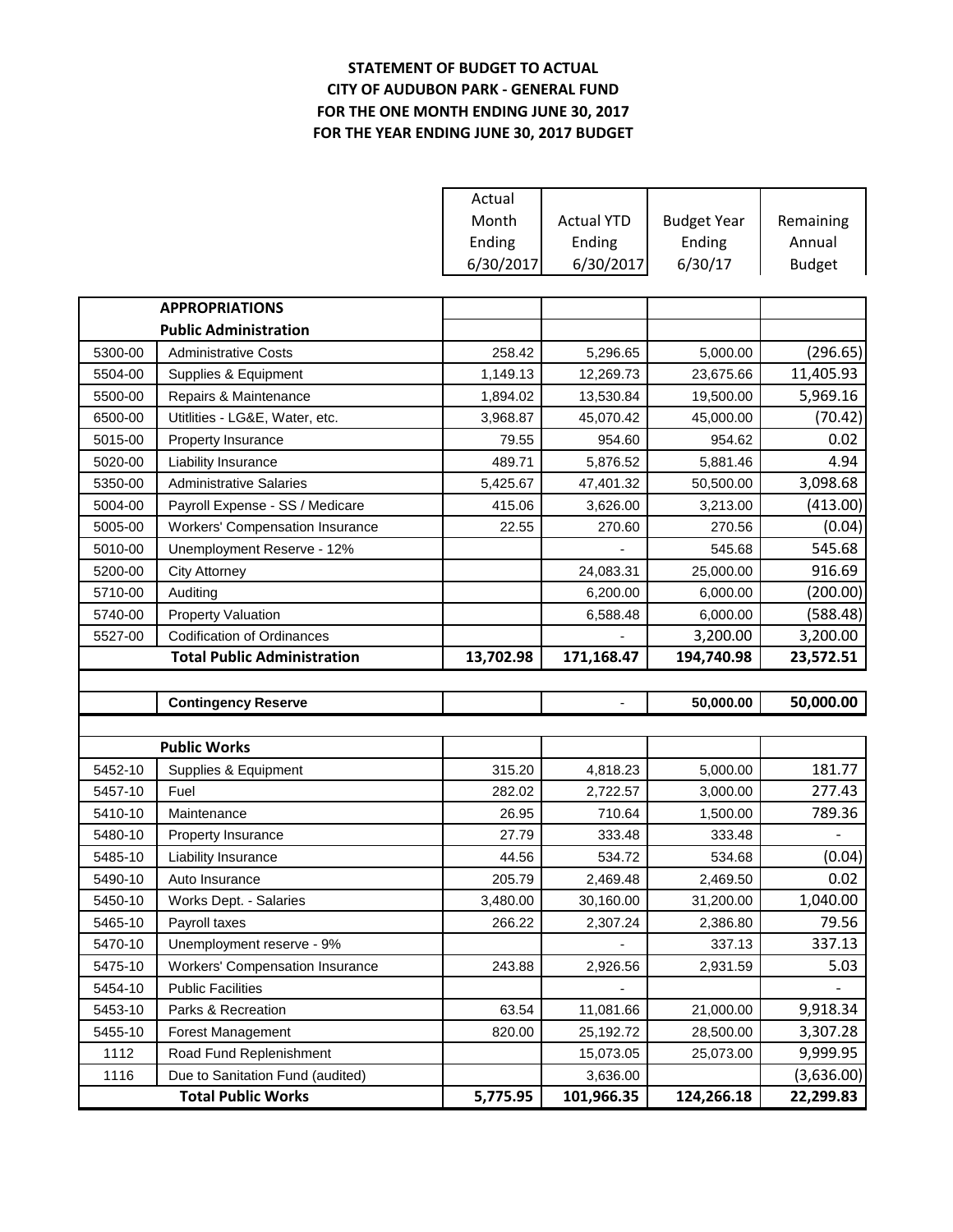**STATEMENT OF BUDGET TO ACTUAL**
**CITY OF AUDUBON PARK - GENERAL FUND**
**FOR THE ONE MONTH ENDING JUNE 30, 2017**
**FOR THE YEAR ENDING JUNE 30, 2017 BUDGET**

| | | Actual Month Ending 6/30/2017 | Actual YTD Ending 6/30/2017 | Budget Year Ending 6/30/17 | Remaining Annual Budget |
|---|---|---|---|---|---|
| | **APPROPRIATIONS** | | | | |
| | **Public Administration** | | | | |
| 5300-00 | Administrative Costs | 258.42 | 5,296.65 | 5,000.00 | (296.65) |
| 5504-00 | Supplies & Equipment | 1,149.13 | 12,269.73 | 23,675.66 | 11,405.93 |
| 5500-00 | Repairs & Maintenance | 1,894.02 | 13,530.84 | 19,500.00 | 5,969.16 |
| 6500-00 | Utitlities - LG&E, Water, etc. | 3,968.87 | 45,070.42 | 45,000.00 | (70.42) |
| 5015-00 | Property Insurance | 79.55 | 954.60 | 954.62 | 0.02 |
| 5020-00 | Liability Insurance | 489.71 | 5,876.52 | 5,881.46 | 4.94 |
| 5350-00 | Administrative Salaries | 5,425.67 | 47,401.32 | 50,500.00 | 3,098.68 |
| 5004-00 | Payroll Expense - SS / Medicare | 415.06 | 3,626.00 | 3,213.00 | (413.00) |
| 5005-00 | Workers' Compensation Insurance | 22.55 | 270.60 | 270.56 | (0.04) |
| 5010-00 | Unemployment Reserve - 12% | | - | 545.68 | 545.68 |
| 5200-00 | City Attorney | | 24,083.31 | 25,000.00 | 916.69 |
| 5710-00 | Auditing | | 6,200.00 | 6,000.00 | (200.00) |
| 5740-00 | Property Valuation | | 6,588.48 | 6,000.00 | (588.48) |
| 5527-00 | Codification of Ordinances | | - | 3,200.00 | 3,200.00 |
| | **Total Public Administration** | **13,702.98** | **171,168.47** | **194,740.98** | **23,572.51** |
| | | | | | |
| | **Contingency Reserve** | | - | **50,000.00** | **50,000.00** |
| | | | | | |
| | **Public Works** | | | | |
| 5452-10 | Supplies & Equipment | 315.20 | 4,818.23 | 5,000.00 | 181.77 |
| 5457-10 | Fuel | 282.02 | 2,722.57 | 3,000.00 | 277.43 |
| 5410-10 | Maintenance | 26.95 | 710.64 | 1,500.00 | 789.36 |
| 5480-10 | Property Insurance | 27.79 | 333.48 | 333.48 | - |
| 5485-10 | Liability Insurance | 44.56 | 534.72 | 534.68 | (0.04) |
| 5490-10 | Auto Insurance | 205.79 | 2,469.48 | 2,469.50 | 0.02 |
| 5450-10 | Works Dept. - Salaries | 3,480.00 | 30,160.00 | 31,200.00 | 1,040.00 |
| 5465-10 | Payroll taxes | 266.22 | 2,307.24 | 2,386.80 | 79.56 |
| 5470-10 | Unemployment reserve - 9% | | - | 337.13 | 337.13 |
| 5475-10 | Workers' Compensation Insurance | 243.88 | 2,926.56 | 2,931.59 | 5.03 |
| 5454-10 | Public Facilities | | - | | - |
| 5453-10 | Parks & Recreation | 63.54 | 11,081.66 | 21,000.00 | 9,918.34 |
| 5455-10 | Forest Management | 820.00 | 25,192.72 | 28,500.00 | 3,307.28 |
| 1112 | Road Fund Replenishment | | 15,073.05 | 25,073.00 | 9,999.95 |
| 1116 | Due to Sanitation Fund (audited) | | 3,636.00 | | (3,636.00) |
| | **Total Public Works** | **5,775.95** | **101,966.35** | **124,266.18** | **22,299.83** |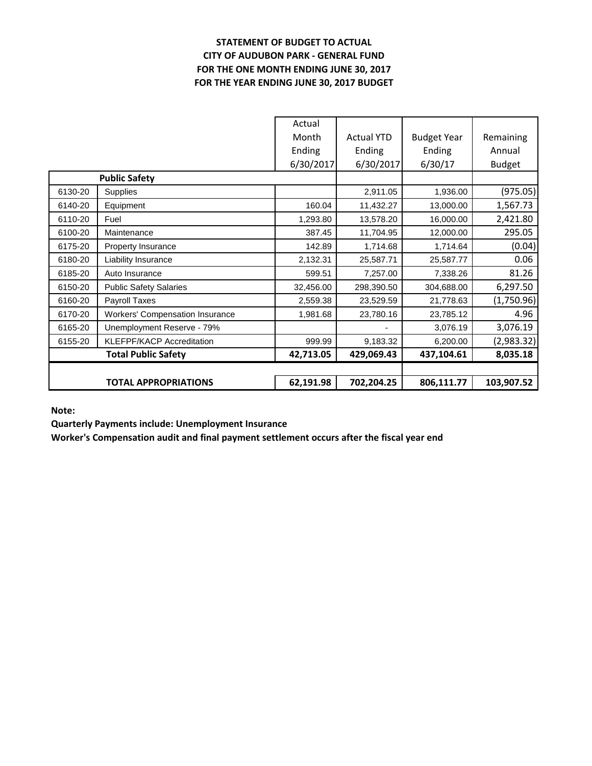**STATEMENT OF BUDGET TO ACTUAL**
**CITY OF AUDUBON PARK - GENERAL FUND**
**FOR THE ONE MONTH ENDING JUNE 30, 2017**
**FOR THE YEAR ENDING JUNE 30, 2017 BUDGET**

| | | Actual Month Ending 6/30/2017 | Actual YTD Ending 6/30/2017 | Budget Year Ending 6/30/17 | Remaining Annual Budget |
|---|---|---|---|---|---|
| | **Public Safety** | | | | |
| 6130-20 | Supplies | | 2,911.05 | 1,936.00 | (975.05) |
| 6140-20 | Equipment | 160.04 | 11,432.27 | 13,000.00 | 1,567.73 |
| 6110-20 | Fuel | 1,293.80 | 13,578.20 | 16,000.00 | 2,421.80 |
| 6100-20 | Maintenance | 387.45 | 11,704.95 | 12,000.00 | 295.05 |
| 6175-20 | Property Insurance | 142.89 | 1,714.68 | 1,714.64 | (0.04) |
| 6180-20 | Liability Insurance | 2,132.31 | 25,587.71 | 25,587.77 | 0.06 |
| 6185-20 | Auto Insurance | 599.51 | 7,257.00 | 7,338.26 | 81.26 |
| 6150-20 | Public Safety Salaries | 32,456.00 | 298,390.50 | 304,688.00 | 6,297.50 |
| 6160-20 | Payroll Taxes | 2,559.38 | 23,529.59 | 21,778.63 | (1,750.96) |
| 6170-20 | Workers' Compensation Insurance | 1,981.68 | 23,780.16 | 23,785.12 | 4.96 |
| 6165-20 | Unemployment Reserve - 79% | | - | 3,076.19 | 3,076.19 |
| 6155-20 | KLEFPF/KACP Accreditation | 999.99 | 9,183.32 | 6,200.00 | (2,983.32) |
| | **Total Public Safety** | **42,713.05** | **429,069.43** | **437,104.61** | **8,035.18** |
| | | | | | |
| | **TOTAL APPROPRIATIONS** | **62,191.98** | **702,204.25** | **806,111.77** | **103,907.52** |

**Note:**

**Quarterly Payments include: Unemployment Insurance**

**Worker's Compensation audit and final payment settlement occurs after the fiscal year end**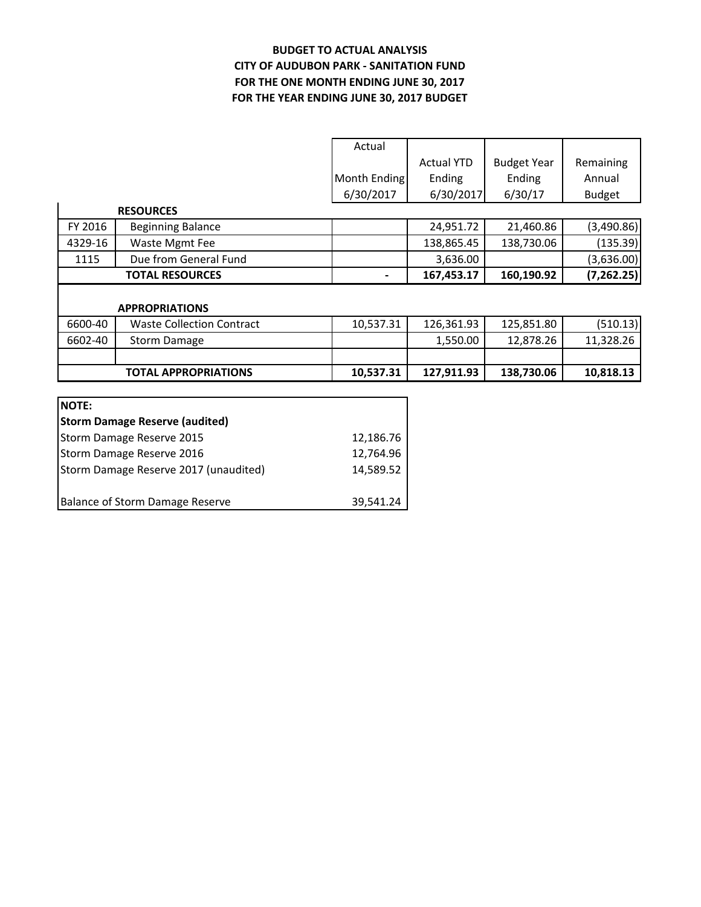**BUDGET TO ACTUAL ANALYSIS**
**CITY OF AUDUBON PARK - SANITATION FUND**
**FOR THE ONE MONTH ENDING JUNE 30, 2017**
**FOR THE YEAR ENDING JUNE 30, 2017 BUDGET**

| | | Actual Month Ending 6/30/2017 | Actual YTD Ending 6/30/2017 | Budget Year Ending 6/30/17 | Remaining Annual Budget |
|---|---|---|---|---|---|
| | **RESOURCES** | | | | |
| FY 2016 | Beginning Balance | | 24,951.72 | 21,460.86 | (3,490.86) |
| 4329-16 | Waste Mgmt Fee | | 138,865.45 | 138,730.06 | (135.39) |
| 1115 | Due from General Fund | | 3,636.00 | | (3,636.00) |
| | **TOTAL RESOURCES** | **-** | **167,453.17** | **160,190.92** | **(7,262.25)** |
| | | | | | |
| | **APPROPRIATIONS** | | | | |
| 6600-40 | Waste Collection Contract | 10,537.31 | 126,361.93 | 125,851.80 | (510.13) |
| 6602-40 | Storm Damage | | 1,550.00 | 12,878.26 | 11,328.26 |
| | | | | | |
| | **TOTAL APPROPRIATIONS** | **10,537.31** | **127,911.93** | **138,730.06** | **10,818.13** |

| **NOTE:** | |
|---|---|
| **Storm Damage Reserve (audited)** | |
| Storm Damage Reserve 2015 | 12,186.76 |
| Storm Damage Reserve 2016 | 12,764.96 |
| Storm Damage Reserve 2017 (unaudited) | 14,589.52 |
| | |
| Balance of Storm Damage Reserve | 39,541.24 |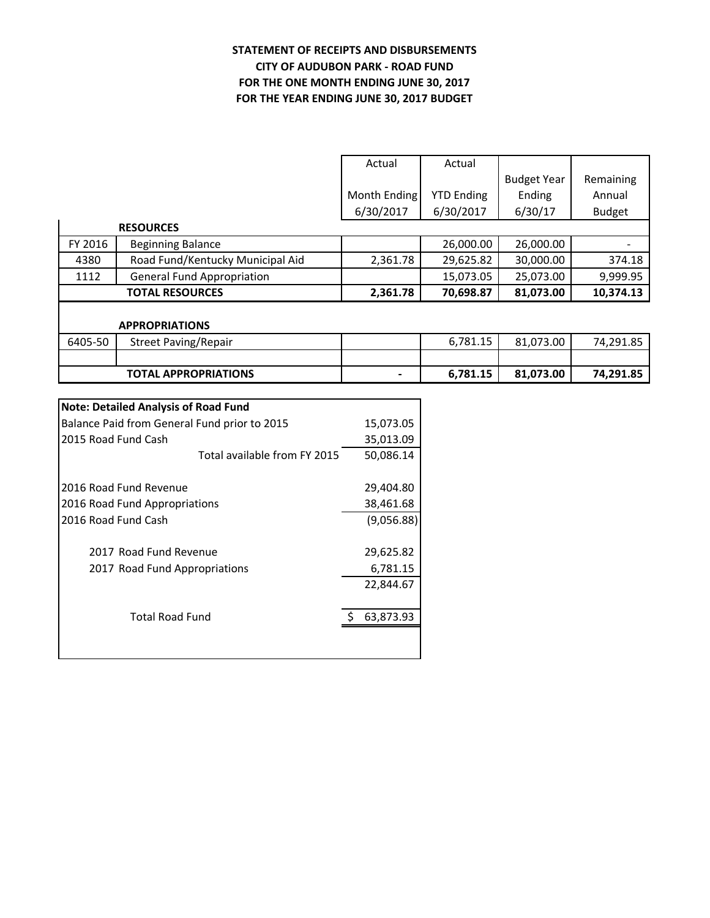**STATEMENT OF RECEIPTS AND DISBURSEMENTS**
**CITY OF AUDUBON PARK - ROAD FUND**
**FOR THE ONE MONTH ENDING JUNE 30, 2017**
**FOR THE YEAR ENDING JUNE 30, 2017 BUDGET**

| | | Actual Month Ending 6/30/2017 | Actual YTD Ending 6/30/2017 | Budget Year Ending 6/30/17 | Remaining Annual Budget |
|---|---|---|---|---|---|
| | **RESOURCES** | | | | |
| FY 2016 | Beginning Balance | | 26,000.00 | 26,000.00 | - |
| 4380 | Road Fund/Kentucky Municipal Aid | 2,361.78 | 29,625.82 | 30,000.00 | 374.18 |
| 1112 | General Fund Appropriation | | 15,073.05 | 25,073.00 | 9,999.95 |
| | **TOTAL RESOURCES** | **2,361.78** | **70,698.87** | **81,073.00** | **10,374.13** |
| | | | | | |
| | **APPROPRIATIONS** | | | | |
| 6405-50 | Street Paving/Repair | | 6,781.15 | 81,073.00 | 74,291.85 |
| | | | | | |
| | **TOTAL APPROPRIATIONS** | **-** | **6,781.15** | **81,073.00** | **74,291.85** |

| **Note: Detailed Analysis of Road Fund** | |
|---|---|
| Balance Paid from General Fund prior to 2015 | 15,073.05 |
| 2015 Road Fund Cash | 35,013.09 |
| Total available from FY 2015 | 50,086.14 |
| | |
| 2016 Road Fund Revenue | 29,404.80 |
| 2016 Road Fund Appropriations | 38,461.68 |
| 2016 Road Fund Cash | (9,056.88) |
| | |
| 2017 Road Fund Revenue | 29,625.82 |
| 2017 Road Fund Appropriations | 6,781.15 |
| | 22,844.67 |
| | |
| Total Road Fund | $ 63,873.93 |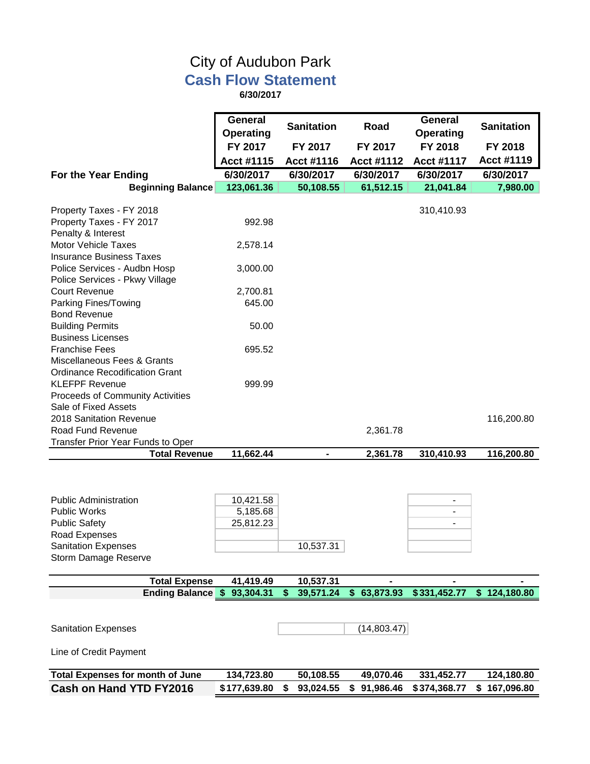# City of Audubon Park

## Cash Flow Statement

**6/30/2017**

| | General Operating FY 2017 Acct #1115 | Sanitation FY 2017 Acct #1116 | Road FY 2017 Acct #1112 | General Operating FY 2018 Acct #1117 | Sanitation FY 2018 Acct #1119 |
|---|---|---|---|---|---|
| **For the Year Ending** | **6/30/2017** | **6/30/2017** | **6/30/2017** | **6/30/2017** | **6/30/2017** |
| **Beginning Balance** | **123,061.36** | **50,108.55** | **61,512.15** | **21,041.84** | **7,980.00** |
| Property Taxes - FY 2018 | | | | 310,410.93 | |
| Property Taxes - FY 2017 | 992.98 | | | | |
| Penalty & Interest | | | | | |
| Motor Vehicle Taxes | 2,578.14 | | | | |
| Insurance Business Taxes | | | | | |
| Police Services - Audbn Hosp | 3,000.00 | | | | |
| Police Services - Pkwy Village | | | | | |
| Court Revenue | 2,700.81 | | | | |
| Parking Fines/Towing | 645.00 | | | | |
| Bond Revenue | | | | | |
| Building Permits | 50.00 | | | | |
| Business Licenses | | | | | |
| Franchise Fees | 695.52 | | | | |
| Miscellaneous Fees & Grants | | | | | |
| Ordinance Recodification Grant | | | | | |
| KLEFPF Revenue | 999.99 | | | | |
| Proceeds of Community Activities | | | | | |
| Sale of Fixed Assets | | | | | |
| 2018 Sanitation Revenue | | | | | 116,200.80 |
| Road Fund Revenue | | | 2,361.78 | | |
| Transfer Prior Year Funds to Oper | | | | | |
| **Total Revenue** | **11,662.44** | **-** | **2,361.78** | **310,410.93** | **116,200.80** |
| Public Administration | 10,421.58 | | | - | |
| Public Works | 5,185.68 | | | - | |
| Public Safety | 25,812.23 | | | - | |
| Road Expenses | | | | | |
| Sanitation Expenses | | 10,537.31 | | | |
| Storm Damage Reserve | | | | | |
| **Total Expense** | **41,419.49** | **10,537.31** | **-** | **-** | **-** |
| **Ending Balance** | **$ 93,304.31** | **$ 39,571.24** | **$ 63,873.93** | **$331,452.77** | **$ 124,180.80** |
| Sanitation Expenses | | | (14,803.47) | | |
| Line of Credit Payment | | | | | |
| **Total Expenses for month of June** | **134,723.80** | **50,108.55** | **49,070.46** | **331,452.77** | **124,180.80** |
| **Cash on Hand YTD FY2016** | **$177,639.80** | **$ 93,024.55** | **$ 91,986.46** | **$374,368.77** | **$ 167,096.80** |